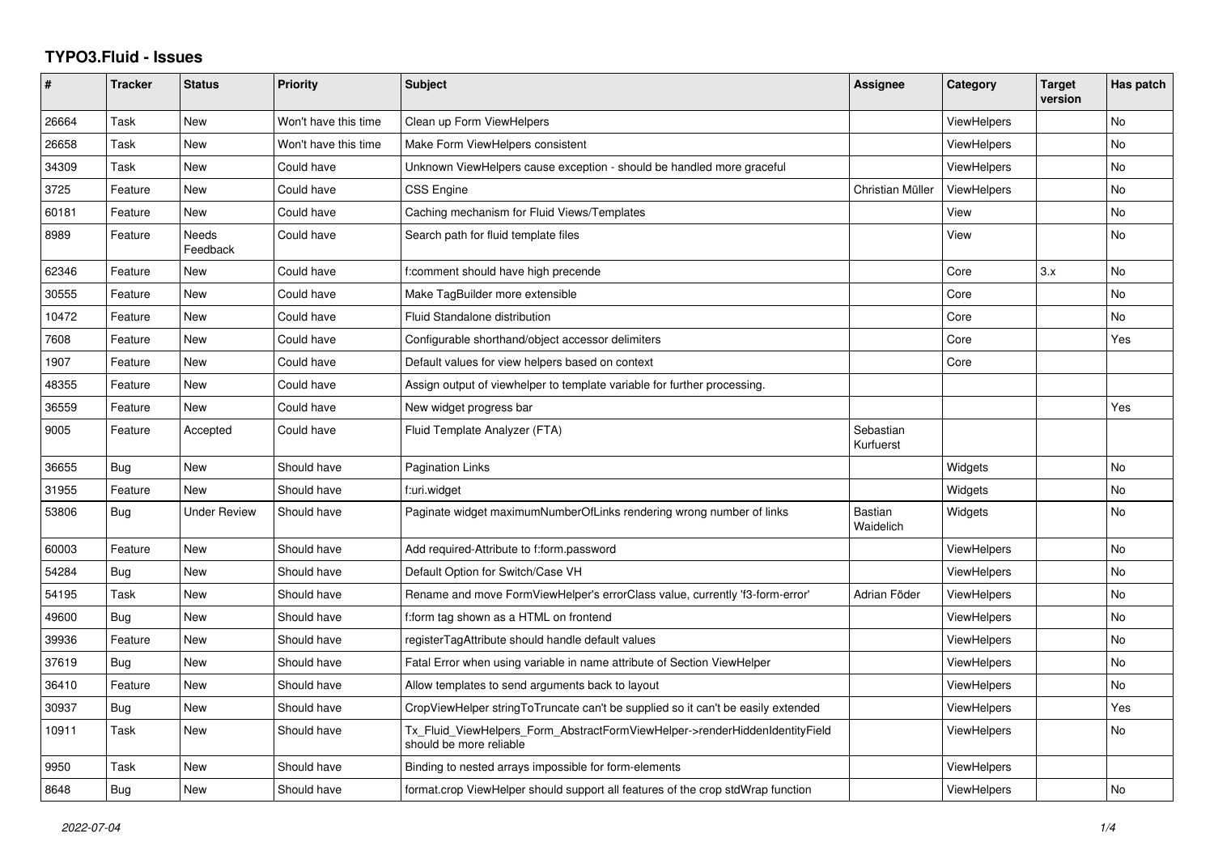# TYPO3.Fluid - Issues

| # | Tracker | Status | Priority | Subject | Assignee | Category | Target version | Has patch |
|---|---|---|---|---|---|---|---|---|
| 26664 | Task | New | Won't have this time | Clean up Form ViewHelpers | | ViewHelpers | | No |
| 26658 | Task | New | Won't have this time | Make Form ViewHelpers consistent | | ViewHelpers | | No |
| 34309 | Task | New | Could have | Unknown ViewHelpers cause exception - should be handled more graceful | | ViewHelpers | | No |
| 3725 | Feature | New | Could have | CSS Engine | Christian Müller | ViewHelpers | | No |
| 60181 | Feature | New | Could have | Caching mechanism for Fluid Views/Templates | | View | | No |
| 8989 | Feature | Needs Feedback | Could have | Search path for fluid template files | | View | | No |
| 62346 | Feature | New | Could have | f:comment should have high precende | | Core | 3.x | No |
| 30555 | Feature | New | Could have | Make TagBuilder more extensible | | Core | | No |
| 10472 | Feature | New | Could have | Fluid Standalone distribution | | Core | | No |
| 7608 | Feature | New | Could have | Configurable shorthand/object accessor delimiters | | Core | | Yes |
| 1907 | Feature | New | Could have | Default values for view helpers based on context | | Core | | |
| 48355 | Feature | New | Could have | Assign output of viewhelper to template variable for further processing. | | | | |
| 36559 | Feature | New | Could have | New widget progress bar | | | | Yes |
| 9005 | Feature | Accepted | Could have | Fluid Template Analyzer (FTA) | Sebastian Kurfuerst | | | |
| 36655 | Bug | New | Should have | Pagination Links | | Widgets | | No |
| 31955 | Feature | New | Should have | f:uri.widget | | Widgets | | No |
| 53806 | Bug | Under Review | Should have | Paginate widget maximumNumberOfLinks rendering wrong number of links | Bastian Waidelich | Widgets | | No |
| 60003 | Feature | New | Should have | Add required-Attribute to f:form.password | | ViewHelpers | | No |
| 54284 | Bug | New | Should have | Default Option for Switch/Case VH | | ViewHelpers | | No |
| 54195 | Task | New | Should have | Rename and move FormViewHelper's errorClass value, currently 'f3-form-error' | Adrian Föder | ViewHelpers | | No |
| 49600 | Bug | New | Should have | f:form tag shown as a HTML on frontend | | ViewHelpers | | No |
| 39936 | Feature | New | Should have | registerTagAttribute should handle default values | | ViewHelpers | | No |
| 37619 | Bug | New | Should have | Fatal Error when using variable in name attribute of Section ViewHelper | | ViewHelpers | | No |
| 36410 | Feature | New | Should have | Allow templates to send arguments back to layout | | ViewHelpers | | No |
| 30937 | Bug | New | Should have | CropViewHelper stringToTruncate can't be supplied so it can't be easily extended | | ViewHelpers | | Yes |
| 10911 | Task | New | Should have | Tx_Fluid_ViewHelpers_Form_AbstractFormViewHelper->renderHiddenIdentityField should be more reliable | | ViewHelpers | | No |
| 9950 | Task | New | Should have | Binding to nested arrays impossible for form-elements | | ViewHelpers | | |
| 8648 | Bug | New | Should have | format.crop ViewHelper should support all features of the crop stdWrap function | | ViewHelpers | | No |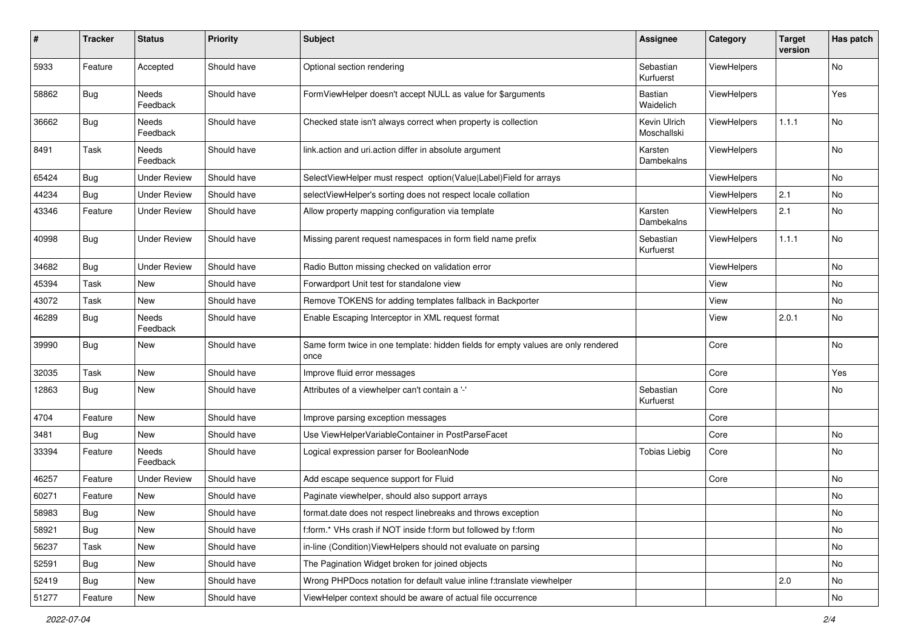| # | Tracker | Status | Priority | Subject | Assignee | Category | Target version | Has patch |
|---|---|---|---|---|---|---|---|---|
| 5933 | Feature | Accepted | Should have | Optional section rendering | Sebastian Kurfuerst | ViewHelpers | | No |
| 58862 | Bug | Needs Feedback | Should have | FormViewHelper doesn't accept NULL as value for $arguments | Bastian Waidelich | ViewHelpers | | Yes |
| 36662 | Bug | Needs Feedback | Should have | Checked state isn't always correct when property is collection | Kevin Ulrich Moschallski | ViewHelpers | 1.1.1 | No |
| 8491 | Task | Needs Feedback | Should have | link.action and uri.action differ in absolute argument | Karsten Dambekalns | ViewHelpers | | No |
| 65424 | Bug | Under Review | Should have | SelectViewHelper must respect option(Value\|Label)Field for arrays | | ViewHelpers | | No |
| 44234 | Bug | Under Review | Should have | selectViewHelper's sorting does not respect locale collation | | ViewHelpers | 2.1 | No |
| 43346 | Feature | Under Review | Should have | Allow property mapping configuration via template | Karsten Dambekalns | ViewHelpers | 2.1 | No |
| 40998 | Bug | Under Review | Should have | Missing parent request namespaces in form field name prefix | Sebastian Kurfuerst | ViewHelpers | 1.1.1 | No |
| 34682 | Bug | Under Review | Should have | Radio Button missing checked on validation error | | ViewHelpers | | No |
| 45394 | Task | New | Should have | Forwardport Unit test for standalone view | | View | | No |
| 43072 | Task | New | Should have | Remove TOKENS for adding templates fallback in Backporter | | View | | No |
| 46289 | Bug | Needs Feedback | Should have | Enable Escaping Interceptor in XML request format | | View | 2.0.1 | No |
| 39990 | Bug | New | Should have | Same form twice in one template: hidden fields for empty values are only rendered once | | Core | | No |
| 32035 | Task | New | Should have | Improve fluid error messages | | Core | | Yes |
| 12863 | Bug | New | Should have | Attributes of a viewhelper can't contain a '-' | Sebastian Kurfuerst | Core | | No |
| 4704 | Feature | New | Should have | Improve parsing exception messages | | Core | | |
| 3481 | Bug | New | Should have | Use ViewHelperVariableContainer in PostParseFacet | | Core | | No |
| 33394 | Feature | Needs Feedback | Should have | Logical expression parser for BooleanNode | Tobias Liebig | Core | | No |
| 46257 | Feature | Under Review | Should have | Add escape sequence support for Fluid | | Core | | No |
| 60271 | Feature | New | Should have | Paginate viewhelper, should also support arrays | | | | No |
| 58983 | Bug | New | Should have | format.date does not respect linebreaks and throws exception | | | | No |
| 58921 | Bug | New | Should have | f:form.* VHs crash if NOT inside f:form but followed by f:form | | | | No |
| 56237 | Task | New | Should have | in-line (Condition)ViewHelpers should not evaluate on parsing | | | | No |
| 52591 | Bug | New | Should have | The Pagination Widget broken for joined objects | | | | No |
| 52419 | Bug | New | Should have | Wrong PHPDocs notation for default value inline f:translate viewhelper | | | 2.0 | No |
| 51277 | Feature | New | Should have | ViewHelper context should be aware of actual file occurrence | | | | No |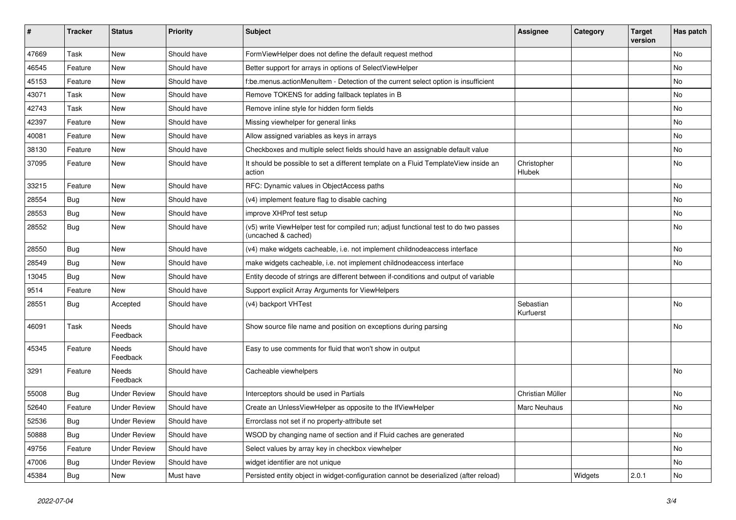| # | Tracker | Status | Priority | Subject | Assignee | Category | Target version | Has patch |
|---|---|---|---|---|---|---|---|---|
| 47669 | Task | New | Should have | FormViewHelper does not define the default request method | | | | No |
| 46545 | Feature | New | Should have | Better support for arrays in options of SelectViewHelper | | | | No |
| 45153 | Feature | New | Should have | f:be.menus.actionMenuItem - Detection of the current select option is insufficient | | | | No |
| 43071 | Task | New | Should have | Remove TOKENS for adding fallback teplates in B | | | | No |
| 42743 | Task | New | Should have | Remove inline style for hidden form fields | | | | No |
| 42397 | Feature | New | Should have | Missing viewhelper for general links | | | | No |
| 40081 | Feature | New | Should have | Allow assigned variables as keys in arrays | | | | No |
| 38130 | Feature | New | Should have | Checkboxes and multiple select fields should have an assignable default value | | | | No |
| 37095 | Feature | New | Should have | It should be possible to set a different template on a Fluid TemplateView inside an action | Christopher Hlubek | | | No |
| 33215 | Feature | New | Should have | RFC: Dynamic values in ObjectAccess paths | | | | No |
| 28554 | Bug | New | Should have | (v4) implement feature flag to disable caching | | | | No |
| 28553 | Bug | New | Should have | improve XHProf test setup | | | | No |
| 28552 | Bug | New | Should have | (v5) write ViewHelper test for compiled run; adjust functional test to do two passes (uncached & cached) | | | | No |
| 28550 | Bug | New | Should have | (v4) make widgets cacheable, i.e. not implement childnodeaccess interface | | | | No |
| 28549 | Bug | New | Should have | make widgets cacheable, i.e. not implement childnodeaccess interface | | | | No |
| 13045 | Bug | New | Should have | Entity decode of strings are different between if-conditions and output of variable | | | | |
| 9514 | Feature | New | Should have | Support explicit Array Arguments for ViewHelpers | | | | |
| 28551 | Bug | Accepted | Should have | (v4) backport VHTest | Sebastian Kurfuerst | | | No |
| 46091 | Task | Needs Feedback | Should have | Show source file name and position on exceptions during parsing | | | | No |
| 45345 | Feature | Needs Feedback | Should have | Easy to use comments for fluid that won't show in output | | | | |
| 3291 | Feature | Needs Feedback | Should have | Cacheable viewhelpers | | | | No |
| 55008 | Bug | Under Review | Should have | Interceptors should be used in Partials | Christian Müller | | | No |
| 52640 | Feature | Under Review | Should have | Create an UnlessViewHelper as opposite to the IfViewHelper | Marc Neuhaus | | | No |
| 52536 | Bug | Under Review | Should have | Errorclass not set if no property-attribute set | | | | |
| 50888 | Bug | Under Review | Should have | WSOD by changing name of section and if Fluid caches are generated | | | | No |
| 49756 | Feature | Under Review | Should have | Select values by array key in checkbox viewhelper | | | | No |
| 47006 | Bug | Under Review | Should have | widget identifier are not unique | | | | No |
| 45384 | Bug | New | Must have | Persisted entity object in widget-configuration cannot be deserialized (after reload) | | Widgets | 2.0.1 | No |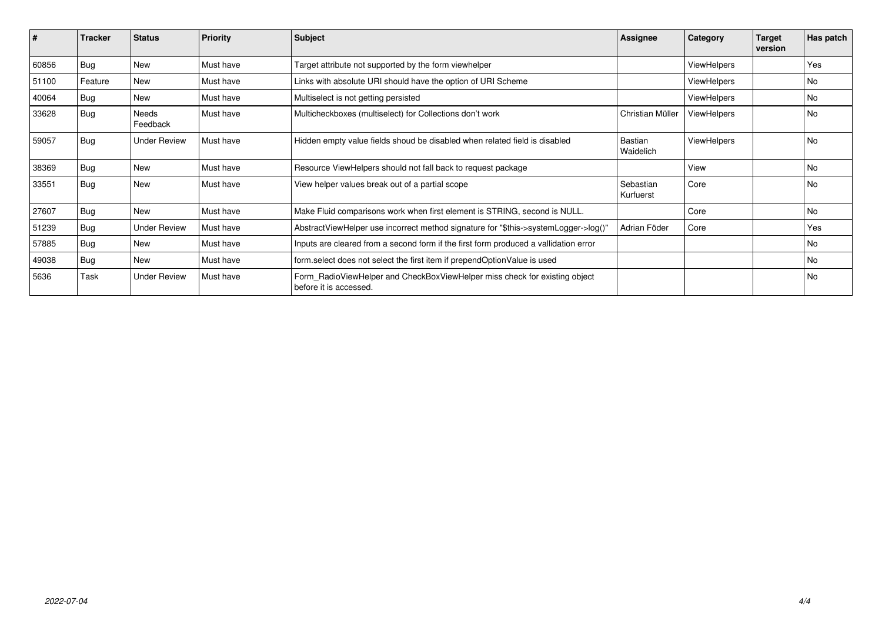| # | Tracker | Status | Priority | Subject | Assignee | Category | Target version | Has patch |
|---|---|---|---|---|---|---|---|---|
| 60856 | Bug | New | Must have | Target attribute not supported by the form viewhelper | | ViewHelpers | | Yes |
| 51100 | Feature | New | Must have | Links with absolute URI should have the option of URI Scheme | | ViewHelpers | | No |
| 40064 | Bug | New | Must have | Multiselect is not getting persisted | | ViewHelpers | | No |
| 33628 | Bug | Needs Feedback | Must have | Multicheckboxes (multiselect) for Collections don't work | Christian Müller | ViewHelpers | | No |
| 59057 | Bug | Under Review | Must have | Hidden empty value fields shoud be disabled when related field is disabled | Bastian Waidelich | ViewHelpers | | No |
| 38369 | Bug | New | Must have | Resource ViewHelpers should not fall back to request package | | View | | No |
| 33551 | Bug | New | Must have | View helper values break out of a partial scope | Sebastian Kurfuerst | Core | | No |
| 27607 | Bug | New | Must have | Make Fluid comparisons work when first element is STRING, second is NULL. | | Core | | No |
| 51239 | Bug | Under Review | Must have | AbstractViewHelper use incorrect method signature for "$this->systemLogger->log()" | Adrian Föder | Core | | Yes |
| 57885 | Bug | New | Must have | Inputs are cleared from a second form if the first form produced a vallidation error | | | | No |
| 49038 | Bug | New | Must have | form.select does not select the first item if prependOptionValue is used | | | | No |
| 5636 | Task | Under Review | Must have | Form_RadioViewHelper and CheckBoxViewHelper miss check for existing object before it is accessed. | | | | No |

*2022-07-04*